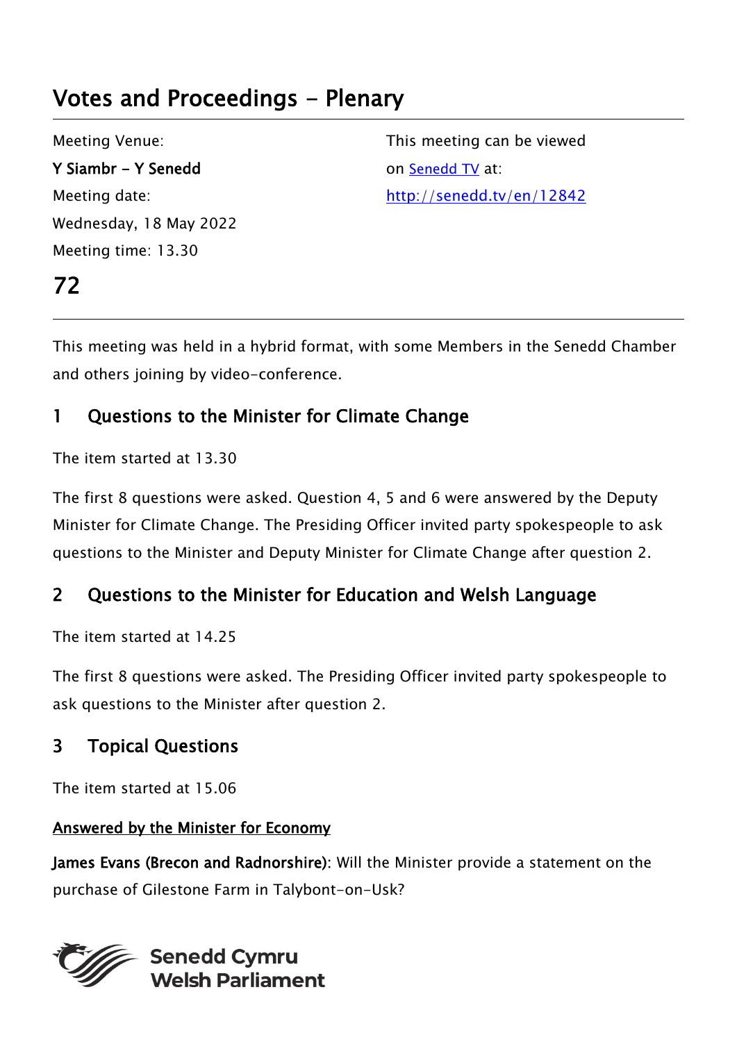# Votes and Proceedings - Plenary

Meeting Venue:
**Y Siambr - Y Senedd**
Meeting date:
Wednesday, 18 May 2022
Meeting time: 13.30

This meeting can be viewed on [Senedd TV](http://senedd.tv/en/12842) at:
http://senedd.tv/en/12842

## 72

This meeting was held in a hybrid format, with some Members in the Senedd Chamber and others joining by video-conference.

## 1 Questions to the Minister for Climate Change

The item started at 13.30

The first 8 questions were asked. Question 4, 5 and 6 were answered by the Deputy Minister for Climate Change. The Presiding Officer invited party spokespeople to ask questions to the Minister and Deputy Minister for Climate Change after question 2.

## 2 Questions to the Minister for Education and Welsh Language

The item started at 14.25

The first 8 questions were asked. The Presiding Officer invited party spokespeople to ask questions to the Minister after question 2.

## 3 Topical Questions

The item started at 15.06

**Answered by the Minister for Economy**

**James Evans (Brecon and Radnorshire)**: Will the Minister provide a statement on the purchase of Gilestone Farm in Talybont-on-Usk?

Senedd Cymru
Welsh Parliament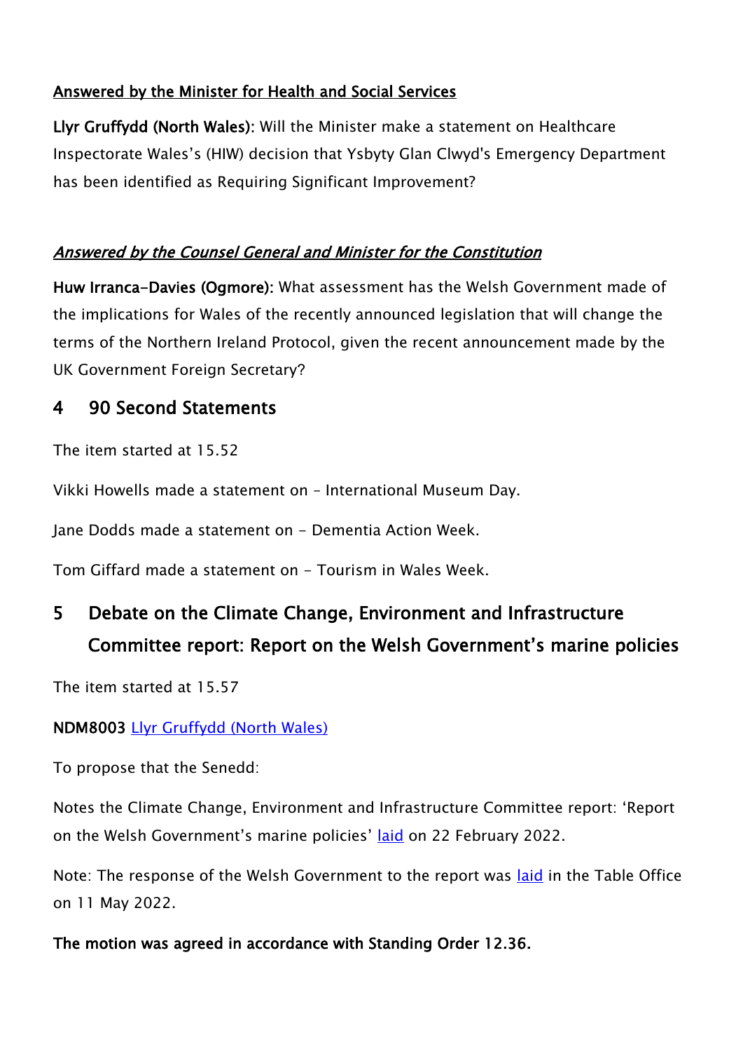**Answered by the Minister for Health and Social Services**

**Llyr Gruffydd (North Wales):** Will the Minister make a statement on Healthcare Inspectorate Wales's (HIW) decision that Ysbyty Glan Clwyd's Emergency Department has been identified as Requiring Significant Improvement?

***Answered by the Counsel General and Minister for the Constitution***

**Huw Irranca-Davies (Ogmore):** What assessment has the Welsh Government made of the implications for Wales of the recently announced legislation that will change the terms of the Northern Ireland Protocol, given the recent announcement made by the UK Government Foreign Secretary?

## 4 90 Second Statements

The item started at 15.52

Vikki Howells made a statement on – International Museum Day.

Jane Dodds made a statement on - Dementia Action Week.

Tom Giffard made a statement on - Tourism in Wales Week.

## 5 Debate on the Climate Change, Environment and Infrastructure Committee report: Report on the Welsh Government's marine policies

The item started at 15.57

**NDM8003** Llyr Gruffydd (North Wales)

To propose that the Senedd:

Notes the Climate Change, Environment and Infrastructure Committee report: 'Report on the Welsh Government's marine policies' laid on 22 February 2022.

Note: The response of the Welsh Government to the report was laid in the Table Office on 11 May 2022.

**The motion was agreed in accordance with Standing Order 12.36.**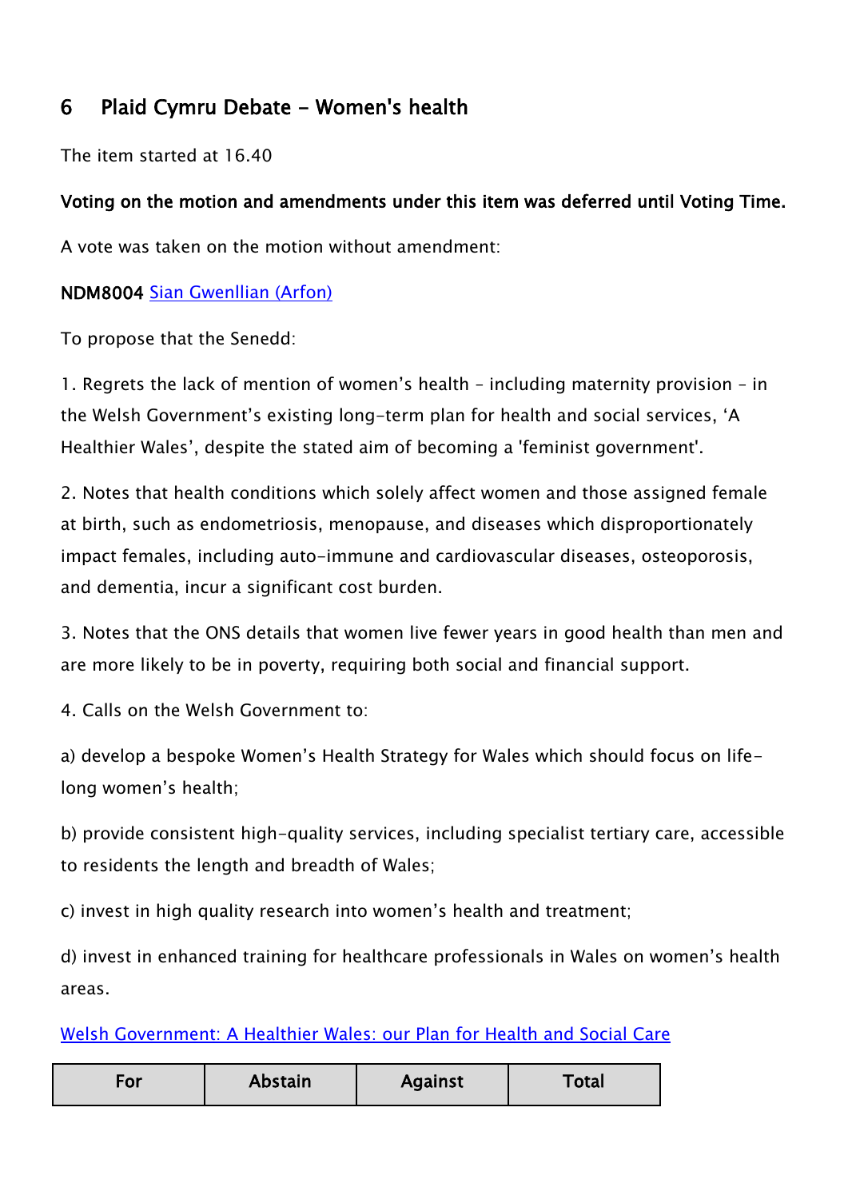## 6 Plaid Cymru Debate - Women's health

The item started at 16.40

**Voting on the motion and amendments under this item was deferred until Voting Time.**

A vote was taken on the motion without amendment:

**NDM8004** [Sian Gwenllian (Arfon)](#)

To propose that the Senedd:

1. Regrets the lack of mention of women's health – including maternity provision – in the Welsh Government's existing long-term plan for health and social services, 'A Healthier Wales', despite the stated aim of becoming a 'feminist government'.

2. Notes that health conditions which solely affect women and those assigned female at birth, such as endometriosis, menopause, and diseases which disproportionately impact females, including auto-immune and cardiovascular diseases, osteoporosis, and dementia, incur a significant cost burden.

3. Notes that the ONS details that women live fewer years in good health than men and are more likely to be in poverty, requiring both social and financial support.

4. Calls on the Welsh Government to:

a) develop a bespoke Women's Health Strategy for Wales which should focus on life-long women's health;

b) provide consistent high-quality services, including specialist tertiary care, accessible to residents the length and breadth of Wales;

c) invest in high quality research into women's health and treatment;

d) invest in enhanced training for healthcare professionals in Wales on women's health areas.

[Welsh Government: A Healthier Wales: our Plan for Health and Social Care](#)

| For | Abstain | Against | Total |
|---|---|---|---|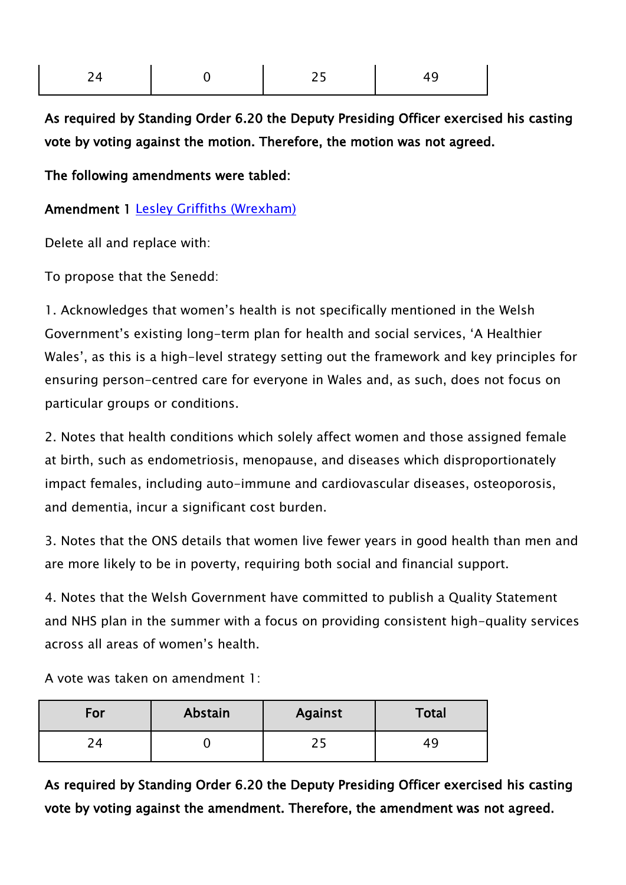| 24 | 0 | 25 | 49 |
|---|---|---|---|

**As required by Standing Order 6.20 the Deputy Presiding Officer exercised his casting vote by voting against the motion. Therefore, the motion was not agreed.**

**The following amendments were tabled:**

**Amendment 1** [Lesley Griffiths (Wrexham)]

Delete all and replace with:

To propose that the Senedd:

1. Acknowledges that women's health is not specifically mentioned in the Welsh Government's existing long-term plan for health and social services, 'A Healthier Wales', as this is a high-level strategy setting out the framework and key principles for ensuring person-centred care for everyone in Wales and, as such, does not focus on particular groups or conditions.

2. Notes that health conditions which solely affect women and those assigned female at birth, such as endometriosis, menopause, and diseases which disproportionately impact females, including auto-immune and cardiovascular diseases, osteoporosis, and dementia, incur a significant cost burden.

3. Notes that the ONS details that women live fewer years in good health than men and are more likely to be in poverty, requiring both social and financial support.

4. Notes that the Welsh Government have committed to publish a Quality Statement and NHS plan in the summer with a focus on providing consistent high-quality services across all areas of women's health.

A vote was taken on amendment 1:

| For | Abstain | Against | Total |
|---|---|---|---|
| 24 | 0 | 25 | 49 |

**As required by Standing Order 6.20 the Deputy Presiding Officer exercised his casting vote by voting against the amendment. Therefore, the amendment was not agreed.**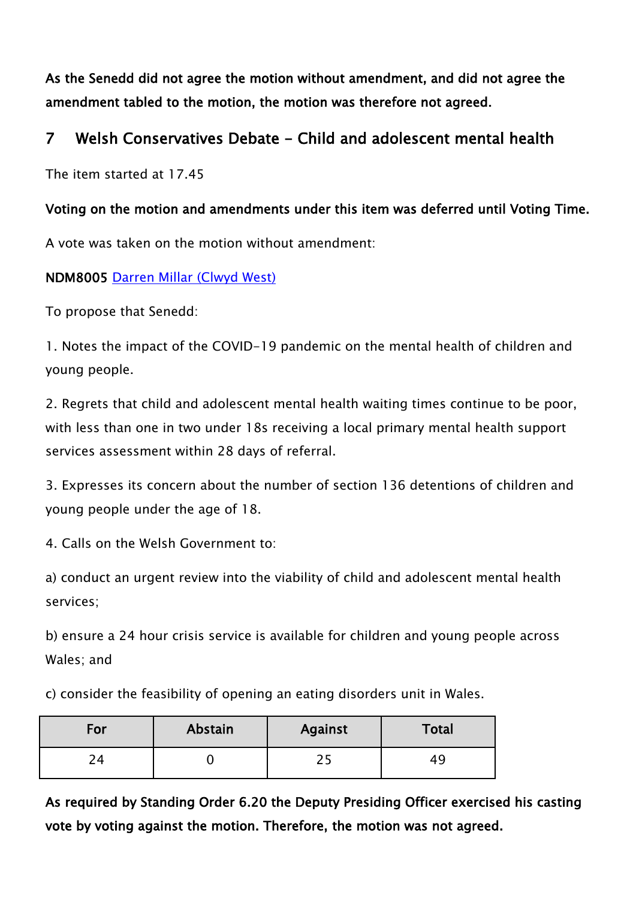**As the Senedd did not agree the motion without amendment, and did not agree the amendment tabled to the motion, the motion was therefore not agreed.**

## 7 Welsh Conservatives Debate - Child and adolescent mental health

The item started at 17.45

**Voting on the motion and amendments under this item was deferred until Voting Time.**

A vote was taken on the motion without amendment:

**NDM8005** Darren Millar (Clwyd West)

To propose that Senedd:

1. Notes the impact of the COVID-19 pandemic on the mental health of children and young people.

2. Regrets that child and adolescent mental health waiting times continue to be poor, with less than one in two under 18s receiving a local primary mental health support services assessment within 28 days of referral.

3. Expresses its concern about the number of section 136 detentions of children and young people under the age of 18.

4. Calls on the Welsh Government to:

a) conduct an urgent review into the viability of child and adolescent mental health services;

b) ensure a 24 hour crisis service is available for children and young people across Wales; and

c) consider the feasibility of opening an eating disorders unit in Wales.

| For | Abstain | Against | Total |
|---|---|---|---|
| 24 | 0 | 25 | 49 |

**As required by Standing Order 6.20 the Deputy Presiding Officer exercised his casting vote by voting against the motion. Therefore, the motion was not agreed.**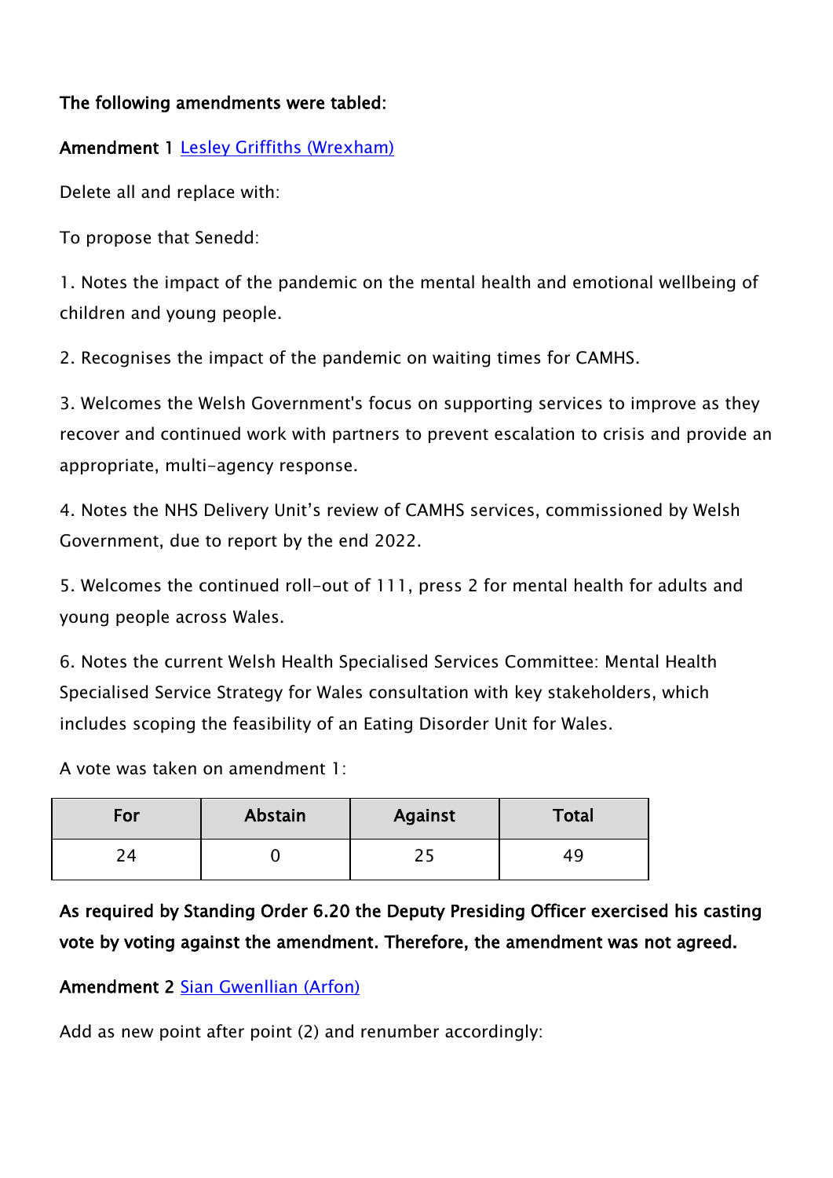**The following amendments were tabled:**

**Amendment 1** [Lesley Griffiths (Wrexham)]

Delete all and replace with:

To propose that Senedd:

1. Notes the impact of the pandemic on the mental health and emotional wellbeing of children and young people.

2. Recognises the impact of the pandemic on waiting times for CAMHS.

3. Welcomes the Welsh Government's focus on supporting services to improve as they recover and continued work with partners to prevent escalation to crisis and provide an appropriate, multi-agency response.

4. Notes the NHS Delivery Unit's review of CAMHS services, commissioned by Welsh Government, due to report by the end 2022.

5. Welcomes the continued roll-out of 111, press 2 for mental health for adults and young people across Wales.

6. Notes the current Welsh Health Specialised Services Committee: Mental Health Specialised Service Strategy for Wales consultation with key stakeholders, which includes scoping the feasibility of an Eating Disorder Unit for Wales.

A vote was taken on amendment 1:

| For | Abstain | Against | Total |
|---|---|---|---|
| 24 | 0 | 25 | 49 |

**As required by Standing Order 6.20 the Deputy Presiding Officer exercised his casting vote by voting against the amendment. Therefore, the amendment was not agreed.**

**Amendment 2** [Sian Gwenllian (Arfon)]

Add as new point after point (2) and renumber accordingly: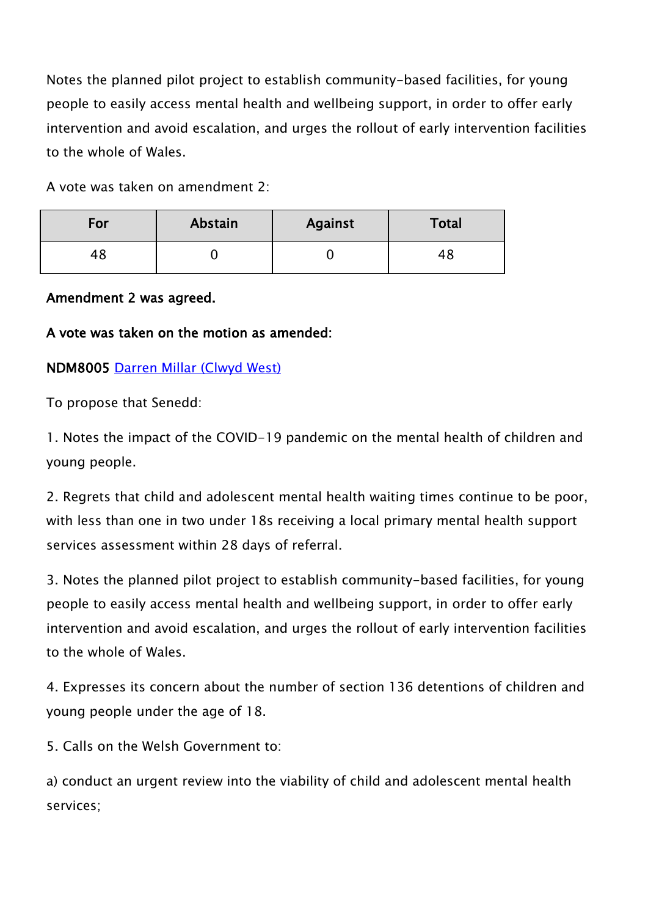Notes the planned pilot project to establish community-based facilities, for young people to easily access mental health and wellbeing support, in order to offer early intervention and avoid escalation, and urges the rollout of early intervention facilities to the whole of Wales.

A vote was taken on amendment 2:

| For | Abstain | Against | Total |
| --- | --- | --- | --- |
| 48 | 0 | 0 | 48 |

**Amendment 2 was agreed.**

**A vote was taken on the motion as amended:**

**NDM8005** Darren Millar (Clwyd West)

To propose that Senedd:

1. Notes the impact of the COVID-19 pandemic on the mental health of children and young people.

2. Regrets that child and adolescent mental health waiting times continue to be poor, with less than one in two under 18s receiving a local primary mental health support services assessment within 28 days of referral.

3. Notes the planned pilot project to establish community-based facilities, for young people to easily access mental health and wellbeing support, in order to offer early intervention and avoid escalation, and urges the rollout of early intervention facilities to the whole of Wales.

4. Expresses its concern about the number of section 136 detentions of children and young people under the age of 18.

5. Calls on the Welsh Government to:

a) conduct an urgent review into the viability of child and adolescent mental health services;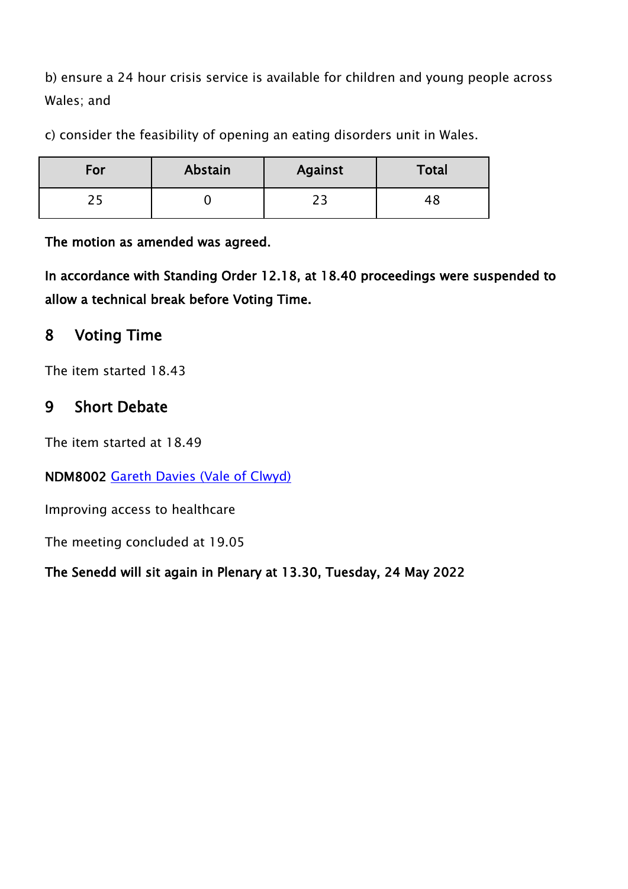b) ensure a 24 hour crisis service is available for children and young people across Wales; and

c) consider the feasibility of opening an eating disorders unit in Wales.

| For | Abstain | Against | Total |
|---|---|---|---|
| 25 | 0 | 23 | 48 |

**The motion as amended was agreed.**

**In accordance with Standing Order 12.18, at 18.40 proceedings were suspended to allow a technical break before Voting Time.**

## 8 Voting Time

The item started 18.43

## 9 Short Debate

The item started at 18.49

**NDM8002** [Gareth Davies (Vale of Clwyd)]

Improving access to healthcare

The meeting concluded at 19.05

**The Senedd will sit again in Plenary at 13.30, Tuesday, 24 May 2022**